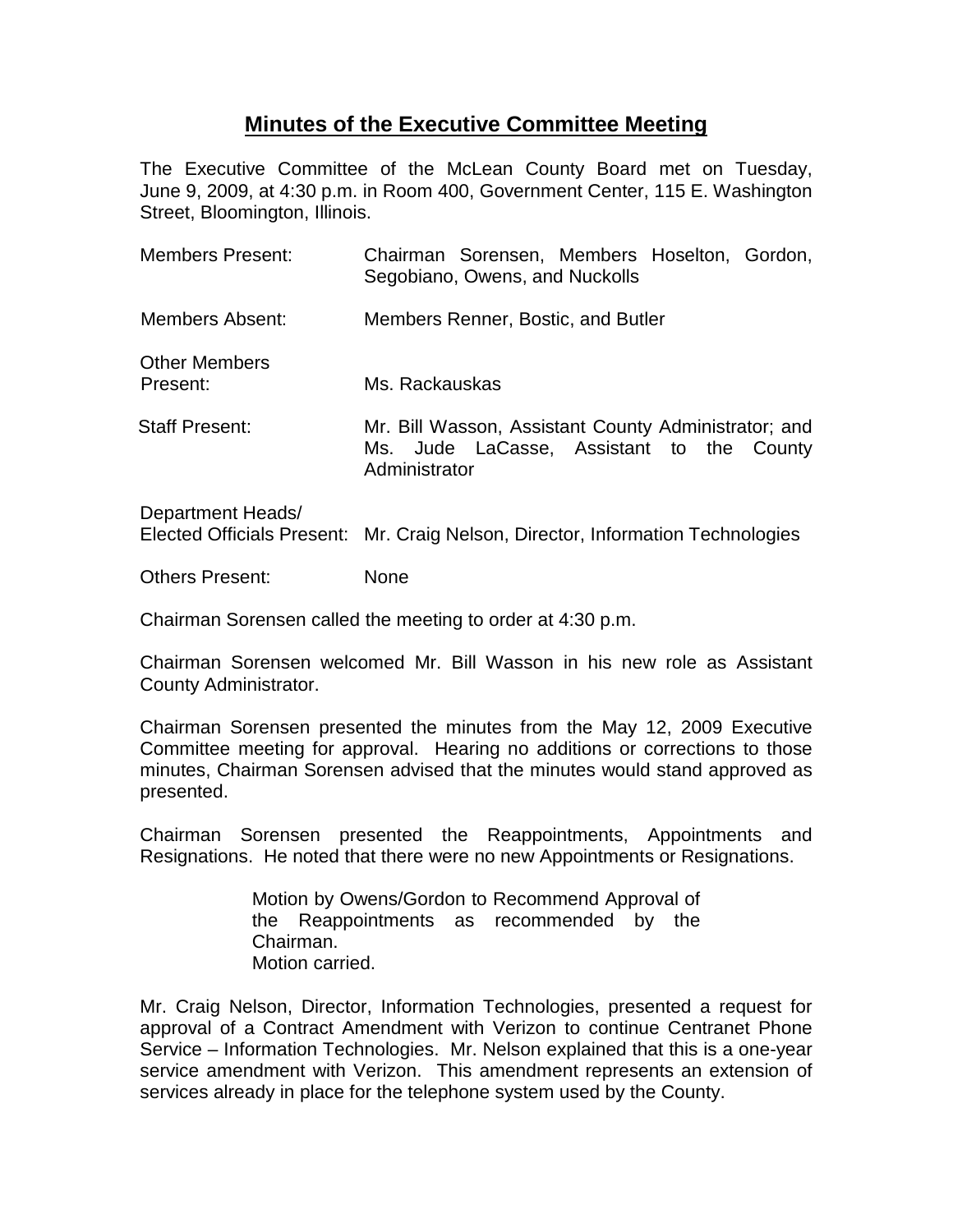# Minutes of the Executive Committee Meeting

The Executive Committee of the McLean County Board met on Tuesday, June 9, 2009, at 4:30 p.m. in Room 400, Government Center, 115 E. Washington Street, Bloomington, Illinois.

| | |
|---|---|
| Members Present: | Chairman Sorensen, Members Hoselton, Gordon, Segobiano, Owens, and Nuckolls |
| Members Absent: | Members Renner, Bostic, and Butler |
| Other Members Present: | Ms. Rackauskas |
| Staff Present: | Mr. Bill Wasson, Assistant County Administrator; and Ms. Jude LaCasse, Assistant to the County Administrator |
| Department Heads/ Elected Officials Present: | Mr. Craig Nelson, Director, Information Technologies |
| Others Present: | None |

Chairman Sorensen called the meeting to order at 4:30 p.m.

Chairman Sorensen welcomed Mr. Bill Wasson in his new role as Assistant County Administrator.

Chairman Sorensen presented the minutes from the May 12, 2009 Executive Committee meeting for approval. Hearing no additions or corrections to those minutes, Chairman Sorensen advised that the minutes would stand approved as presented.

Chairman Sorensen presented the Reappointments, Appointments and Resignations. He noted that there were no new Appointments or Resignations.

> Motion by Owens/Gordon to Recommend Approval of the Reappointments as recommended by the Chairman.
> Motion carried.

Mr. Craig Nelson, Director, Information Technologies, presented a request for approval of a Contract Amendment with Verizon to continue Centranet Phone Service – Information Technologies. Mr. Nelson explained that this is a one-year service amendment with Verizon. This amendment represents an extension of services already in place for the telephone system used by the County.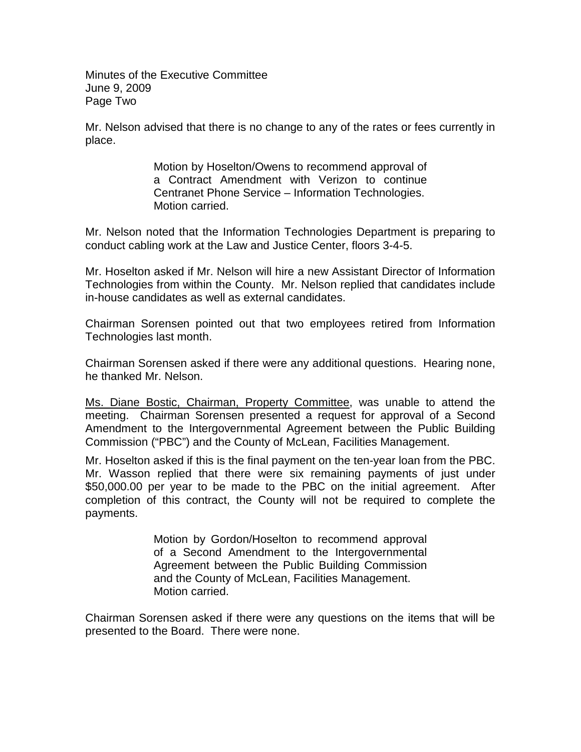Mr. Nelson advised that there is no change to any of the rates or fees currently in place.

> Motion by Hoselton/Owens to recommend approval of a Contract Amendment with Verizon to continue Centranet Phone Service – Information Technologies.
> Motion carried.

Mr. Nelson noted that the Information Technologies Department is preparing to conduct cabling work at the Law and Justice Center, floors 3-4-5.

Mr. Hoselton asked if Mr. Nelson will hire a new Assistant Director of Information Technologies from within the County. Mr. Nelson replied that candidates include in-house candidates as well as external candidates.

Chairman Sorensen pointed out that two employees retired from Information Technologies last month.

Chairman Sorensen asked if there were any additional questions. Hearing none, he thanked Mr. Nelson.

<u>Ms. Diane Bostic, Chairman, Property Committee</u>, was unable to attend the meeting. Chairman Sorensen presented a request for approval of a Second Amendment to the Intergovernmental Agreement between the Public Building Commission ("PBC") and the County of McLean, Facilities Management.

Mr. Hoselton asked if this is the final payment on the ten-year loan from the PBC. Mr. Wasson replied that there were six remaining payments of just under $50,000.00 per year to be made to the PBC on the initial agreement. After completion of this contract, the County will not be required to complete the payments.

> Motion by Gordon/Hoselton to recommend approval of a Second Amendment to the Intergovernmental Agreement between the Public Building Commission and the County of McLean, Facilities Management.
> Motion carried.

Chairman Sorensen asked if there were any questions on the items that will be presented to the Board. There were none.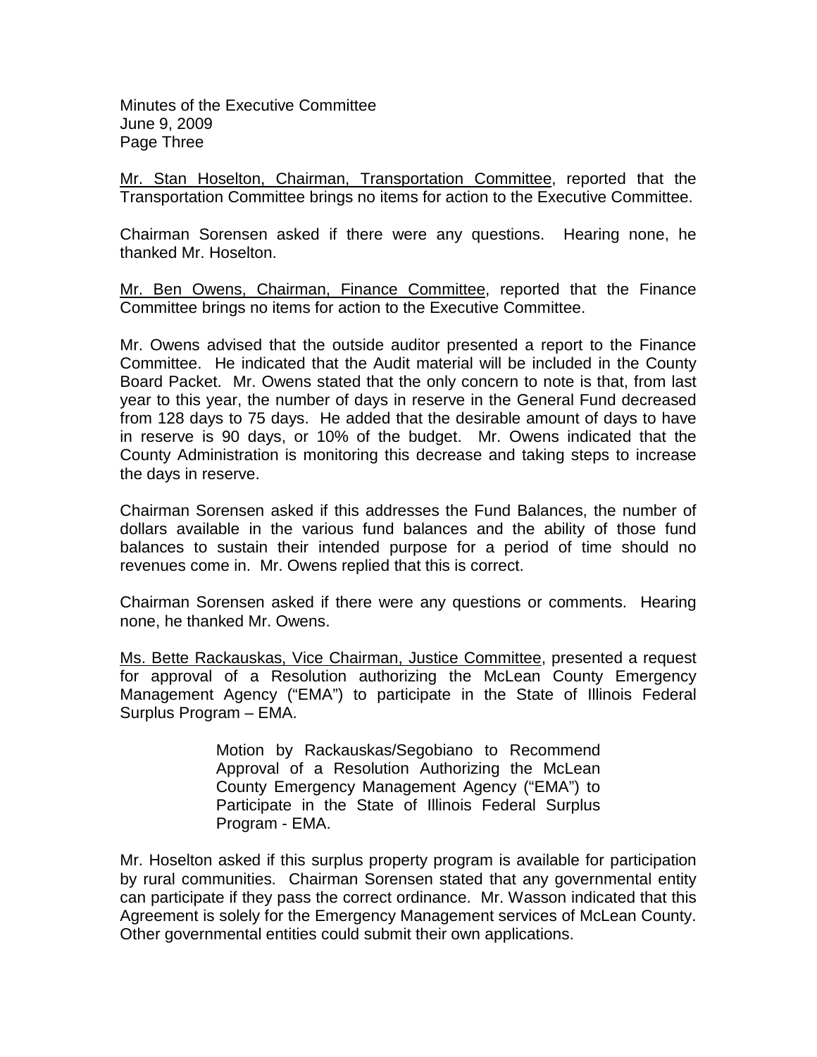Mr. Stan Hoselton, Chairman, Transportation Committee, reported that the Transportation Committee brings no items for action to the Executive Committee.

Chairman Sorensen asked if there were any questions. Hearing none, he thanked Mr. Hoselton.

Mr. Ben Owens, Chairman, Finance Committee, reported that the Finance Committee brings no items for action to the Executive Committee.

Mr. Owens advised that the outside auditor presented a report to the Finance Committee. He indicated that the Audit material will be included in the County Board Packet. Mr. Owens stated that the only concern to note is that, from last year to this year, the number of days in reserve in the General Fund decreased from 128 days to 75 days. He added that the desirable amount of days to have in reserve is 90 days, or 10% of the budget. Mr. Owens indicated that the County Administration is monitoring this decrease and taking steps to increase the days in reserve.

Chairman Sorensen asked if this addresses the Fund Balances, the number of dollars available in the various fund balances and the ability of those fund balances to sustain their intended purpose for a period of time should no revenues come in. Mr. Owens replied that this is correct.

Chairman Sorensen asked if there were any questions or comments. Hearing none, he thanked Mr. Owens.

Ms. Bette Rackauskas, Vice Chairman, Justice Committee, presented a request for approval of a Resolution authorizing the McLean County Emergency Management Agency ("EMA") to participate in the State of Illinois Federal Surplus Program – EMA.

> Motion by Rackauskas/Segobiano to Recommend Approval of a Resolution Authorizing the McLean County Emergency Management Agency ("EMA") to Participate in the State of Illinois Federal Surplus Program - EMA.

Mr. Hoselton asked if this surplus property program is available for participation by rural communities. Chairman Sorensen stated that any governmental entity can participate if they pass the correct ordinance. Mr. Wasson indicated that this Agreement is solely for the Emergency Management services of McLean County. Other governmental entities could submit their own applications.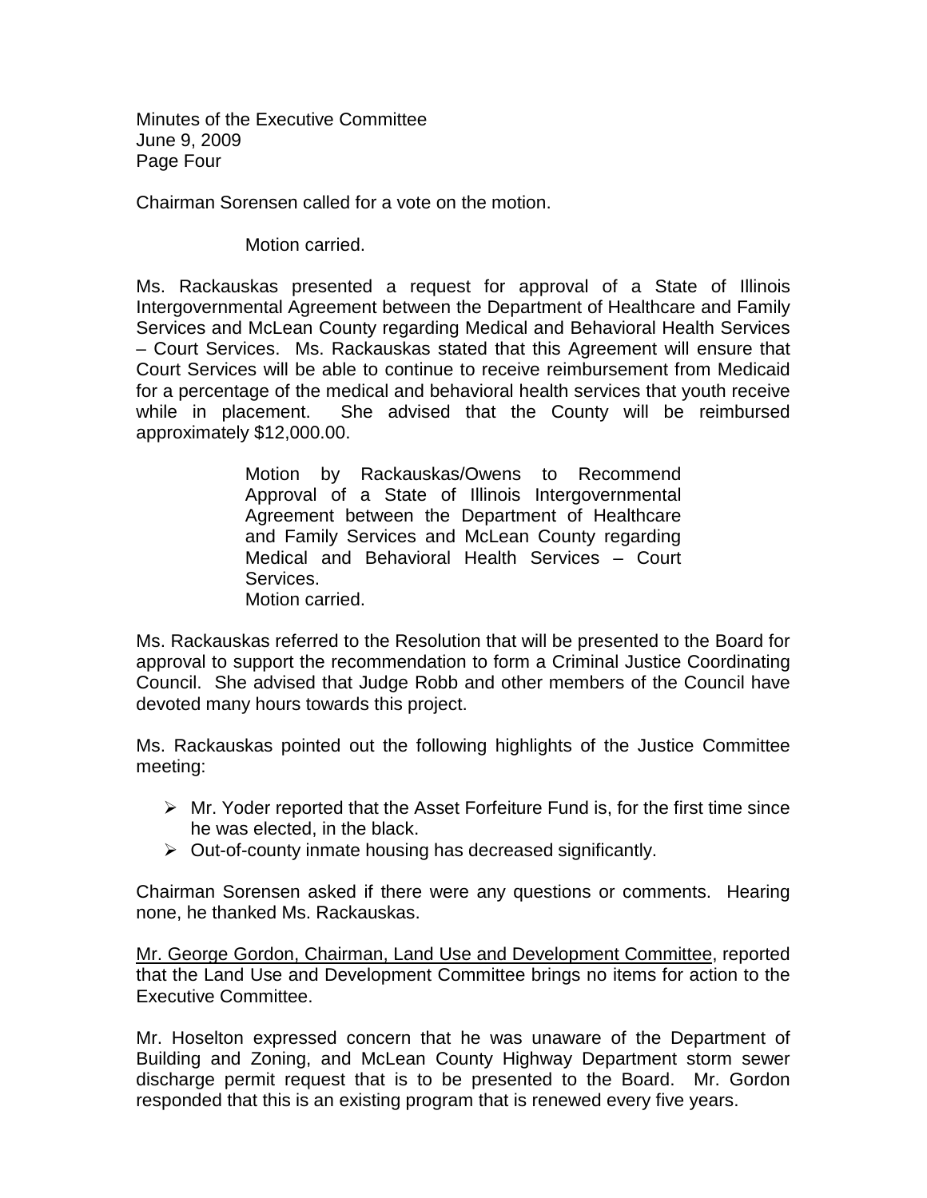Chairman Sorensen called for a vote on the motion.

Motion carried.

Ms. Rackauskas presented a request for approval of a State of Illinois Intergovernmental Agreement between the Department of Healthcare and Family Services and McLean County regarding Medical and Behavioral Health Services – Court Services. Ms. Rackauskas stated that this Agreement will ensure that Court Services will be able to continue to receive reimbursement from Medicaid for a percentage of the medical and behavioral health services that youth receive while in placement. She advised that the County will be reimbursed approximately $12,000.00.

> Motion by Rackauskas/Owens to Recommend Approval of a State of Illinois Intergovernmental Agreement between the Department of Healthcare and Family Services and McLean County regarding Medical and Behavioral Health Services – Court Services.
> Motion carried.

Ms. Rackauskas referred to the Resolution that will be presented to the Board for approval to support the recommendation to form a Criminal Justice Coordinating Council. She advised that Judge Robb and other members of the Council have devoted many hours towards this project.

Ms. Rackauskas pointed out the following highlights of the Justice Committee meeting:

- Mr. Yoder reported that the Asset Forfeiture Fund is, for the first time since he was elected, in the black.
- Out-of-county inmate housing has decreased significantly.

Chairman Sorensen asked if there were any questions or comments. Hearing none, he thanked Ms. Rackauskas.

<u>Mr. George Gordon, Chairman, Land Use and Development Committee</u>, reported that the Land Use and Development Committee brings no items for action to the Executive Committee.

Mr. Hoselton expressed concern that he was unaware of the Department of Building and Zoning, and McLean County Highway Department storm sewer discharge permit request that is to be presented to the Board. Mr. Gordon responded that this is an existing program that is renewed every five years.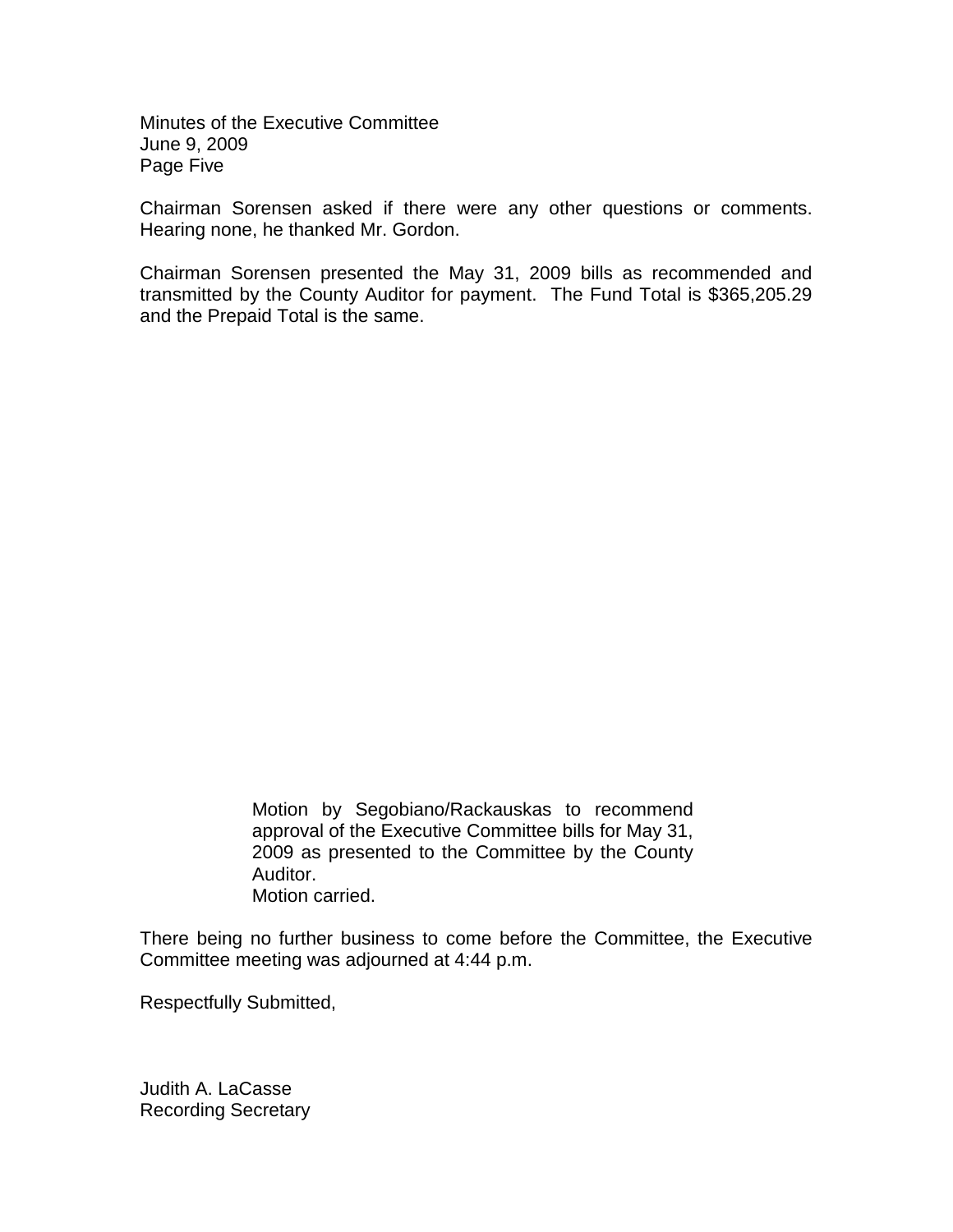Chairman Sorensen asked if there were any other questions or comments. Hearing none, he thanked Mr. Gordon.

Chairman Sorensen presented the May 31, 2009 bills as recommended and transmitted by the County Auditor for payment. The Fund Total is $365,205.29 and the Prepaid Total is the same.

> Motion by Segobiano/Rackauskas to recommend approval of the Executive Committee bills for May 31, 2009 as presented to the Committee by the County Auditor.
> Motion carried.

There being no further business to come before the Committee, the Executive Committee meeting was adjourned at 4:44 p.m.

Respectfully Submitted,

Judith A. LaCasse
Recording Secretary